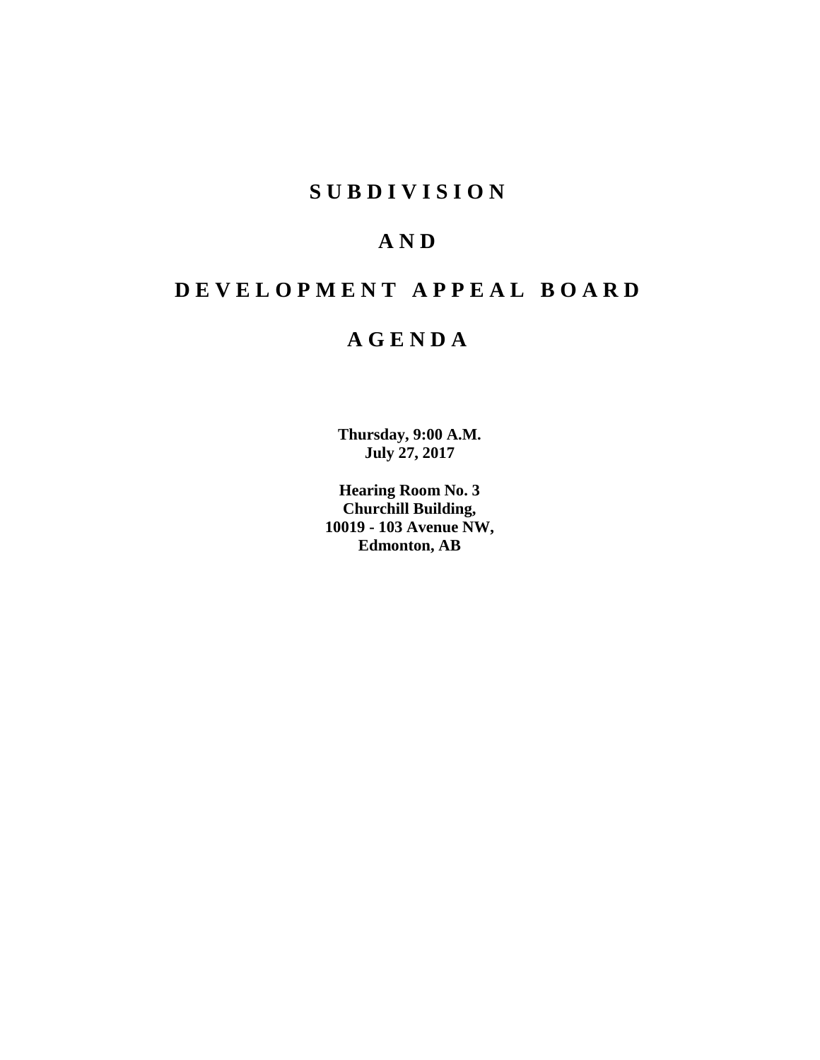# S U B D I V I S I O N

# A N D

# D E V E L O P M E N T   A P P E A L   B O A R D

# A G E N D A

**Thursday, 9:00 A.M.**
**July 27, 2017**

**Hearing Room No. 3**
**Churchill Building,**
**10019 - 103 Avenue NW,**
**Edmonton, AB**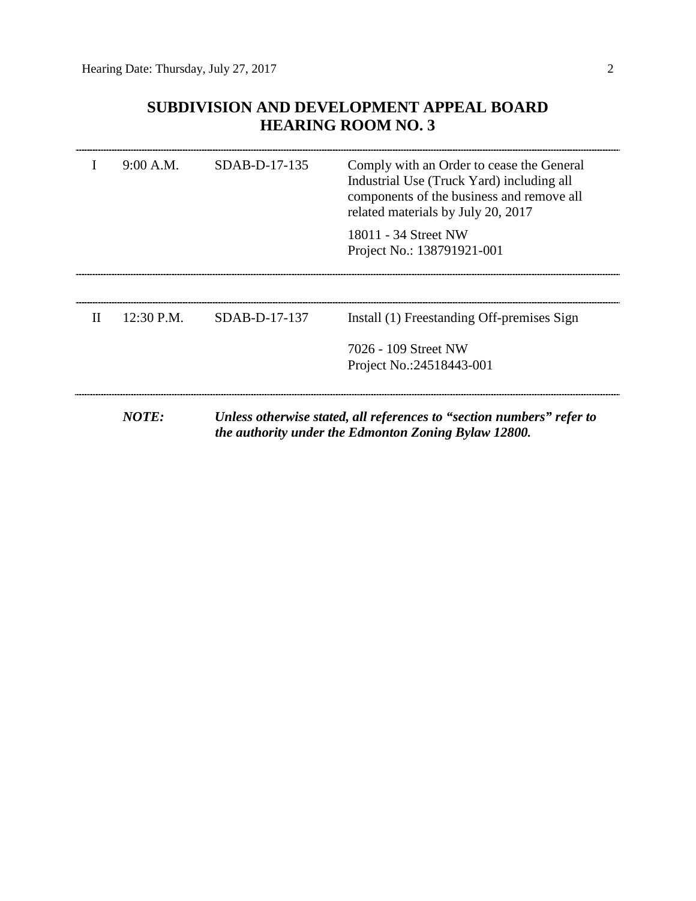# SUBDIVISION AND DEVELOPMENT APPEAL BOARD
# HEARING ROOM NO. 3

| | | | |
|---|---|---|---|
| I | 9:00 A.M. | SDAB-D-17-135 | Comply with an Order to cease the General Industrial Use (Truck Yard) including all components of the business and remove all related materials by July 20, 2017<br><br>18011 - 34 Street NW<br>Project No.: 138791921-001 |
| II | 12:30 P.M. | SDAB-D-17-137 | Install (1) Freestanding Off-premises Sign<br><br>7026 - 109 Street NW<br>Project No.:24518443-001 |

***NOTE:*** ***Unless otherwise stated, all references to "section numbers" refer to the authority under the Edmonton Zoning Bylaw 12800.***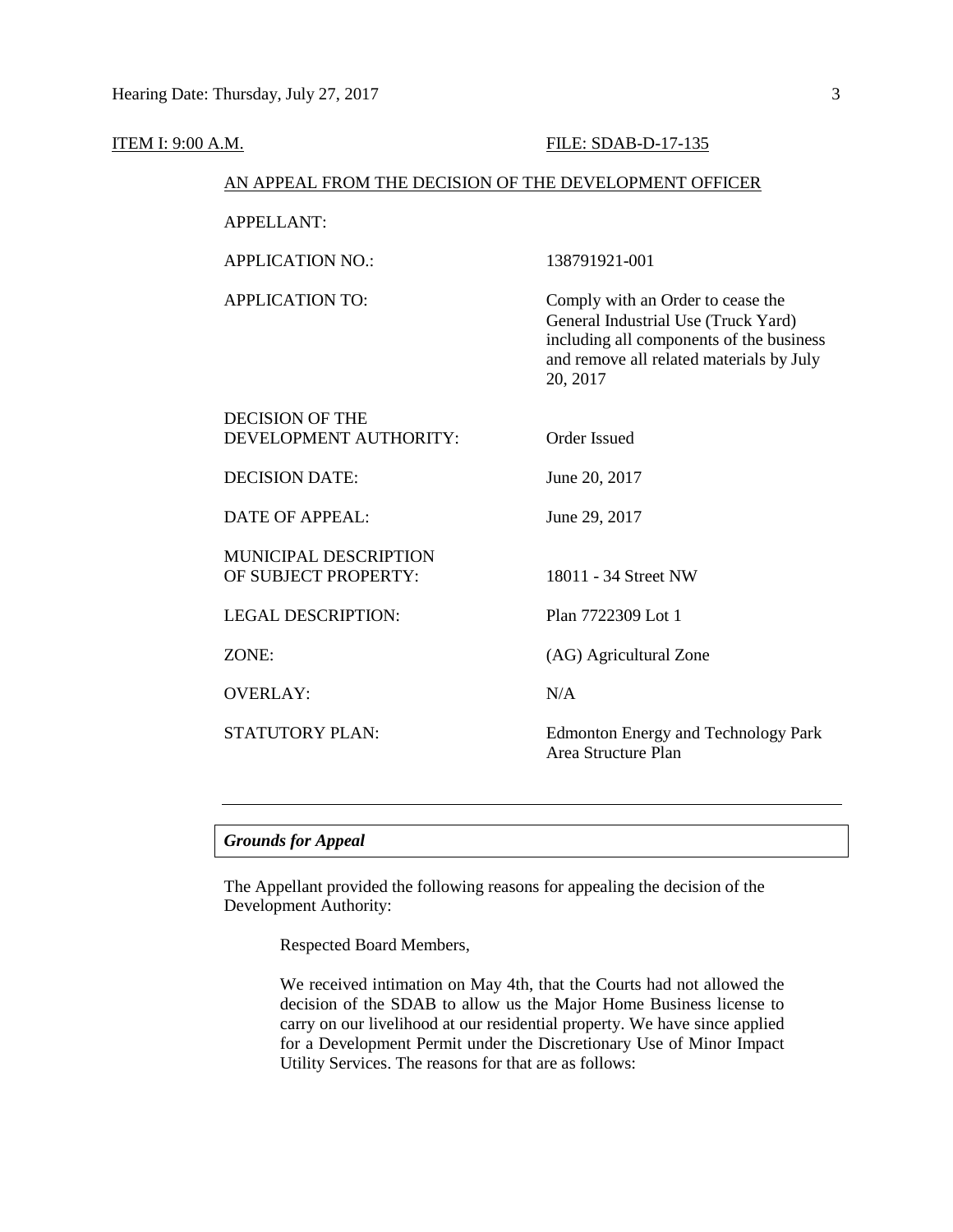ITEM I: 9:00 A.M. FILE: SDAB-D-17-135

AN APPEAL FROM THE DECISION OF THE DEVELOPMENT OFFICER

| | |
|---|---|
| APPELLANT: | |
| APPLICATION NO.: | 138791921-001 |
| APPLICATION TO: | Comply with an Order to cease the General Industrial Use (Truck Yard) including all components of the business and remove all related materials by July 20, 2017 |
| DECISION OF THE DEVELOPMENT AUTHORITY: | Order Issued |
| DECISION DATE: | June 20, 2017 |
| DATE OF APPEAL: | June 29, 2017 |
| MUNICIPAL DESCRIPTION OF SUBJECT PROPERTY: | 18011 - 34 Street NW |
| LEGAL DESCRIPTION: | Plan 7722309 Lot 1 |
| ZONE: | (AG) Agricultural Zone |
| OVERLAY: | N/A |
| STATUTORY PLAN: | Edmonton Energy and Technology Park Area Structure Plan |

---

***Grounds for Appeal***

The Appellant provided the following reasons for appealing the decision of the Development Authority:

> Respected Board Members,
>
> We received intimation on May 4th, that the Courts had not allowed the decision of the SDAB to allow us the Major Home Business license to carry on our livelihood at our residential property. We have since applied for a Development Permit under the Discretionary Use of Minor Impact Utility Services. The reasons for that are as follows: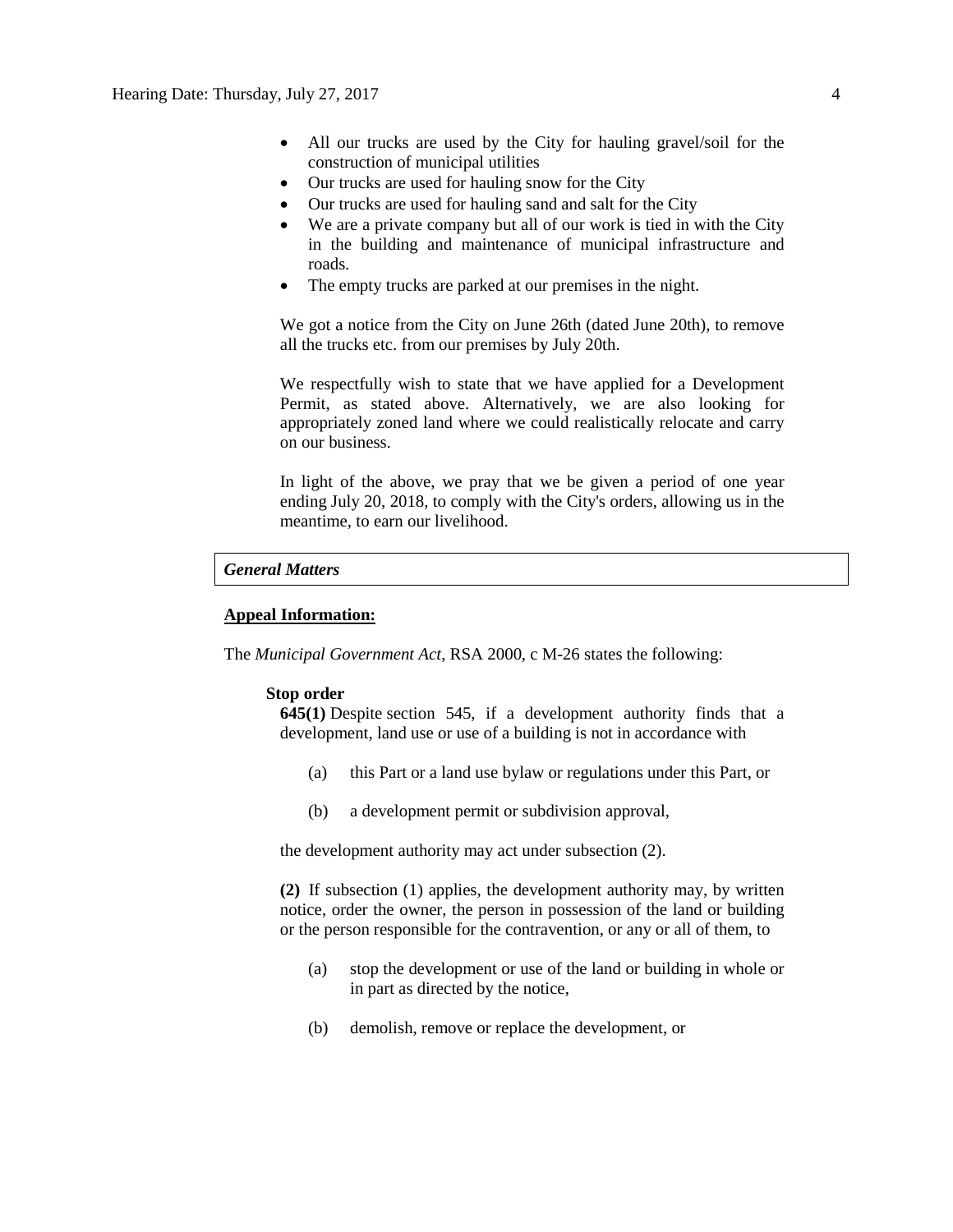- All our trucks are used by the City for hauling gravel/soil for the construction of municipal utilities
- Our trucks are used for hauling snow for the City
- Our trucks are used for hauling sand and salt for the City
- We are a private company but all of our work is tied in with the City in the building and maintenance of municipal infrastructure and roads.
- The empty trucks are parked at our premises in the night.

We got a notice from the City on June 26th (dated June 20th), to remove all the trucks etc. from our premises by July 20th.

We respectfully wish to state that we have applied for a Development Permit, as stated above. Alternatively, we are also looking for appropriately zoned land where we could realistically relocate and carry on our business.

In light of the above, we pray that we be given a period of one year ending July 20, 2018, to comply with the City's orders, allowing us in the meantime, to earn our livelihood.

### *General Matters*

**Appeal Information:**

The *Municipal Government Act*, RSA 2000, c M-26 states the following:

**Stop order**

**645(1)** Despite section 545, if a development authority finds that a development, land use or use of a building is not in accordance with

(a) this Part or a land use bylaw or regulations under this Part, or

(b) a development permit or subdivision approval,

the development authority may act under subsection (2).

**(2)** If subsection (1) applies, the development authority may, by written notice, order the owner, the person in possession of the land or building or the person responsible for the contravention, or any or all of them, to

(a) stop the development or use of the land or building in whole or in part as directed by the notice,

(b) demolish, remove or replace the development, or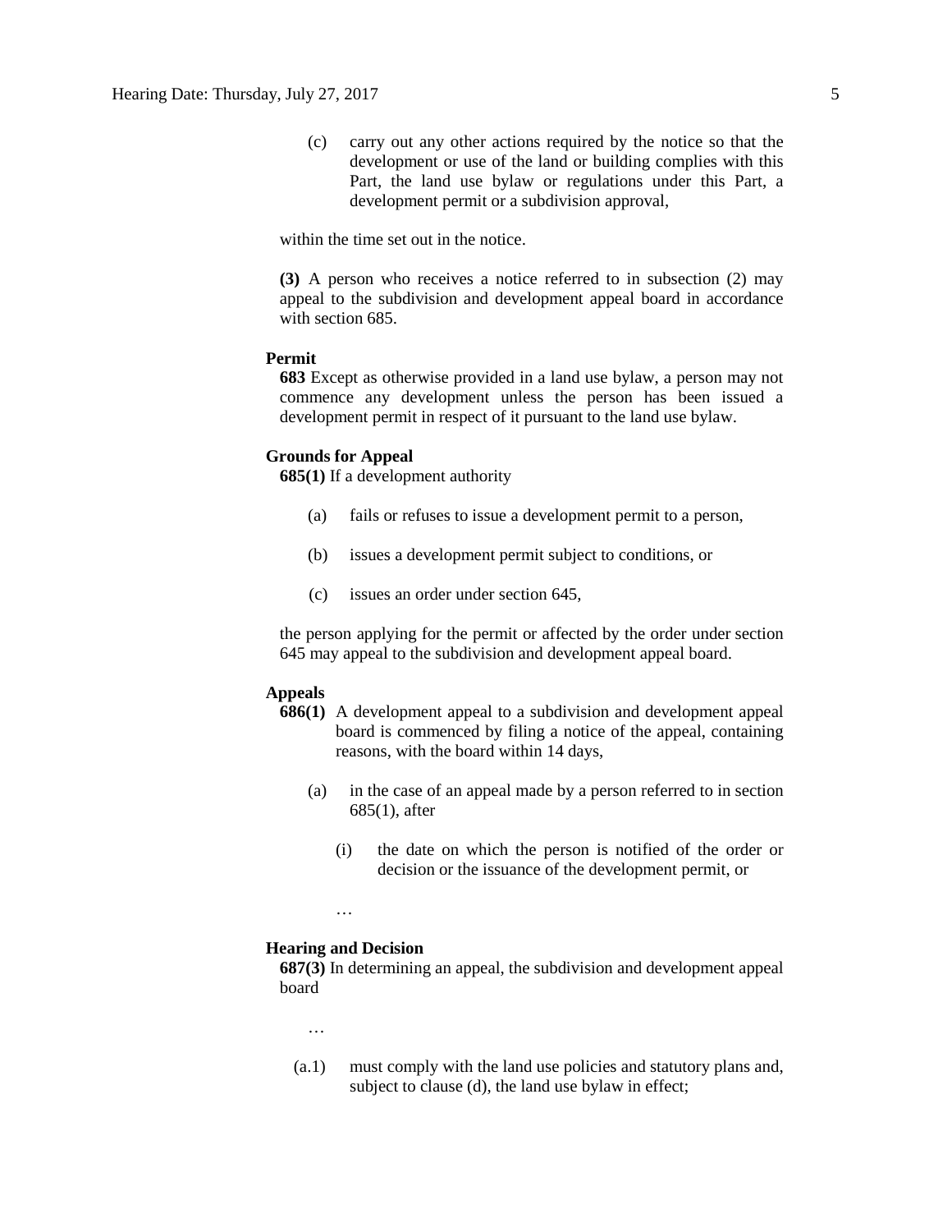(c) carry out any other actions required by the notice so that the development or use of the land or building complies with this Part, the land use bylaw or regulations under this Part, a development permit or a subdivision approval,

within the time set out in the notice.

**(3)** A person who receives a notice referred to in subsection (2) may appeal to the subdivision and development appeal board in accordance with section 685.

**Permit**

**683** Except as otherwise provided in a land use bylaw, a person may not commence any development unless the person has been issued a development permit in respect of it pursuant to the land use bylaw.

**Grounds for Appeal**

**685(1)** If a development authority

(a) fails or refuses to issue a development permit to a person,

(b) issues a development permit subject to conditions, or

(c) issues an order under section 645,

the person applying for the permit or affected by the order under section 645 may appeal to the subdivision and development appeal board.

**Appeals**

**686(1)** A development appeal to a subdivision and development appeal board is commenced by filing a notice of the appeal, containing reasons, with the board within 14 days,

(a) in the case of an appeal made by a person referred to in section 685(1), after

(i) the date on which the person is notified of the order or decision or the issuance of the development permit, or

…

**Hearing and Decision**

**687(3)** In determining an appeal, the subdivision and development appeal board

…

(a.1) must comply with the land use policies and statutory plans and, subject to clause (d), the land use bylaw in effect;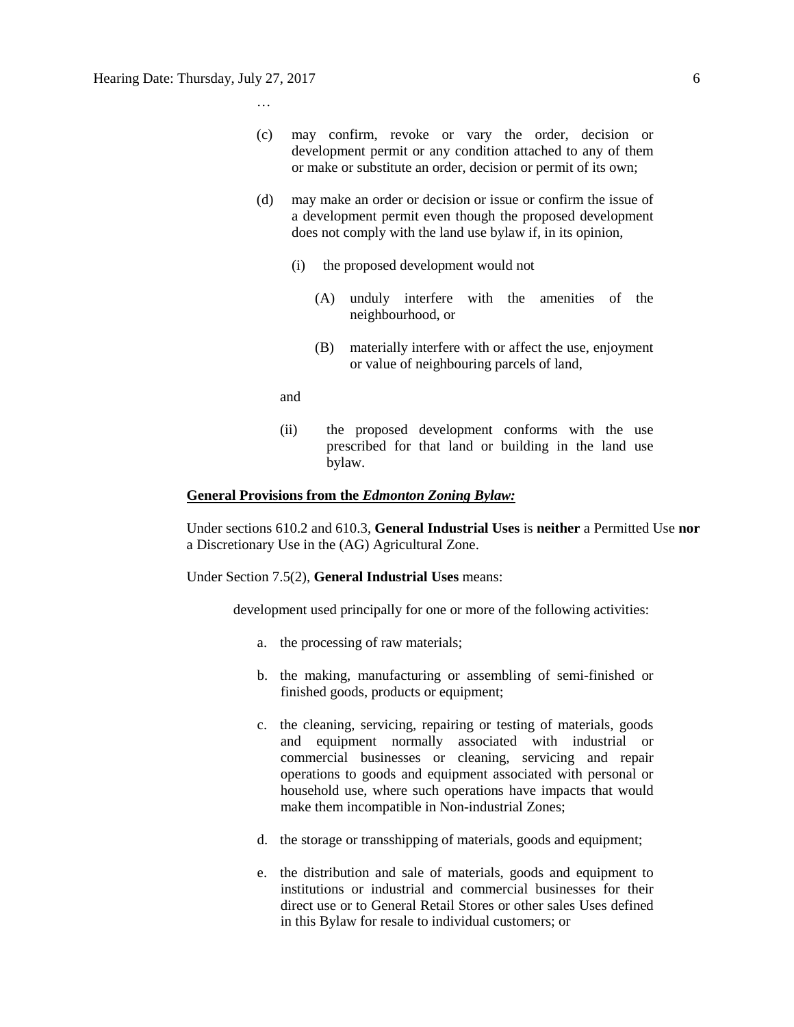…

(c) may confirm, revoke or vary the order, decision or development permit or any condition attached to any of them or make or substitute an order, decision or permit of its own;

(d) may make an order or decision or issue or confirm the issue of a development permit even though the proposed development does not comply with the land use bylaw if, in its opinion,

  (i) the proposed development would not

    (A) unduly interfere with the amenities of the neighbourhood, or

    (B) materially interfere with or affect the use, enjoyment or value of neighbouring parcels of land,

  and

  (ii) the proposed development conforms with the use prescribed for that land or building in the land use bylaw.

**General Provisions from the *Edmonton Zoning Bylaw:***

Under sections 610.2 and 610.3, **General Industrial Uses** is **neither** a Permitted Use **nor** a Discretionary Use in the (AG) Agricultural Zone.

Under Section 7.5(2), **General Industrial Uses** means:

> development used principally for one or more of the following activities:
>
> a. the processing of raw materials;
>
> b. the making, manufacturing or assembling of semi-finished or finished goods, products or equipment;
>
> c. the cleaning, servicing, repairing or testing of materials, goods and equipment normally associated with industrial or commercial businesses or cleaning, servicing and repair operations to goods and equipment associated with personal or household use, where such operations have impacts that would make them incompatible in Non-industrial Zones;
>
> d. the storage or transshipping of materials, goods and equipment;
>
> e. the distribution and sale of materials, goods and equipment to institutions or industrial and commercial businesses for their direct use or to General Retail Stores or other sales Uses defined in this Bylaw for resale to individual customers; or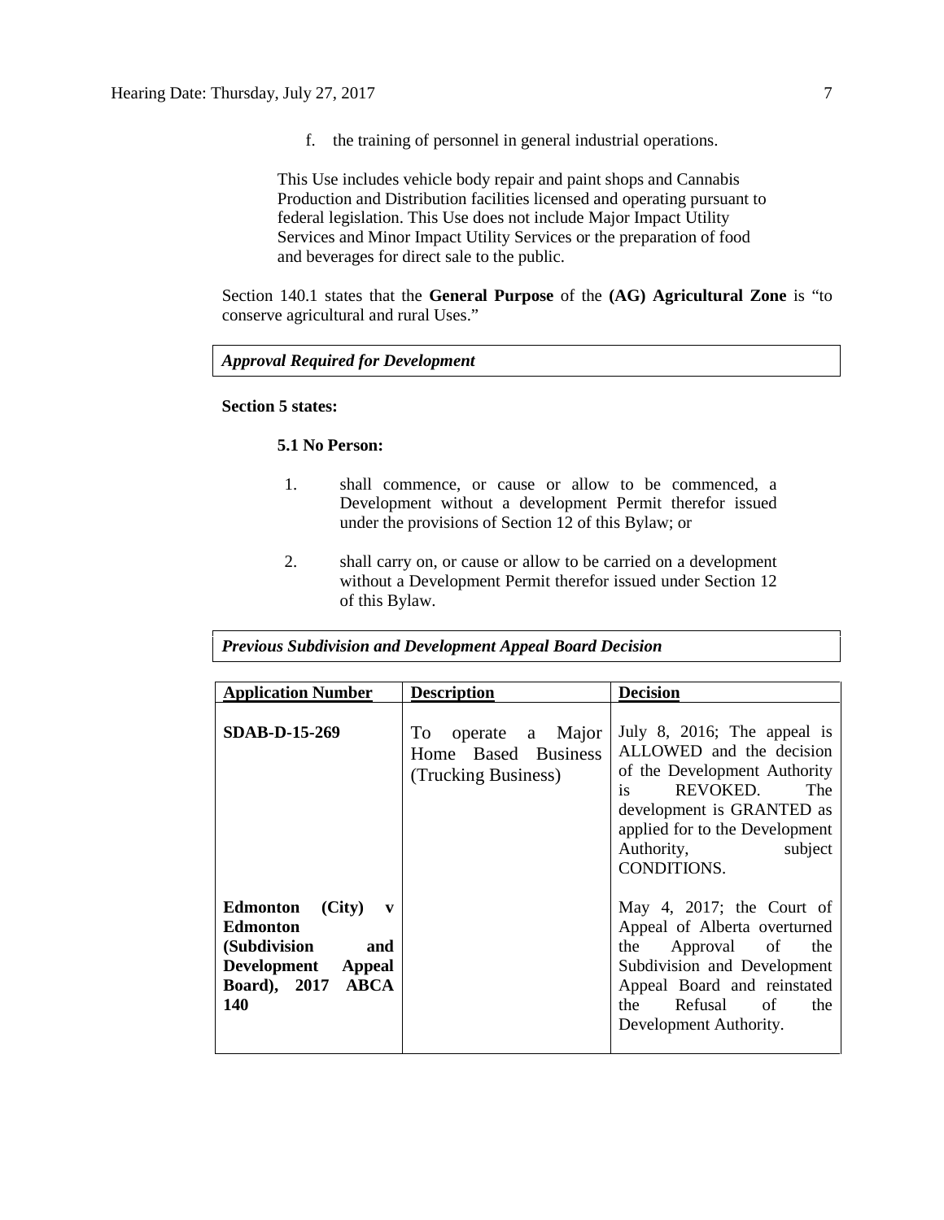f. the training of personnel in general industrial operations.

This Use includes vehicle body repair and paint shops and Cannabis Production and Distribution facilities licensed and operating pursuant to federal legislation. This Use does not include Major Impact Utility Services and Minor Impact Utility Services or the preparation of food and beverages for direct sale to the public.

Section 140.1 states that the **General Purpose** of the **(AG) Agricultural Zone** is "to conserve agricultural and rural Uses."

***Approval Required for Development***

**Section 5 states:**

**5.1 No Person:**

1. shall commence, or cause or allow to be commenced, a Development without a development Permit therefor issued under the provisions of Section 12 of this Bylaw; or

2. shall carry on, or cause or allow to be carried on a development without a Development Permit therefor issued under Section 12 of this Bylaw.

***Previous Subdivision and Development Appeal Board Decision***

| Application Number | Description | Decision |
|---|---|---|
| **SDAB-D-15-269** | To operate a Major Home Based Business (Trucking Business) | July 8, 2016; The appeal is ALLOWED and the decision of the Development Authority is REVOKED. The development is GRANTED as applied for to the Development Authority, subject CONDITIONS. |
| **Edmonton (City) v Edmonton (Subdivision and Development Appeal Board), 2017 ABCA 140** | | May 4, 2017; the Court of Appeal of Alberta overturned the Approval of the Subdivision and Development Appeal Board and reinstated the Refusal of the Development Authority. |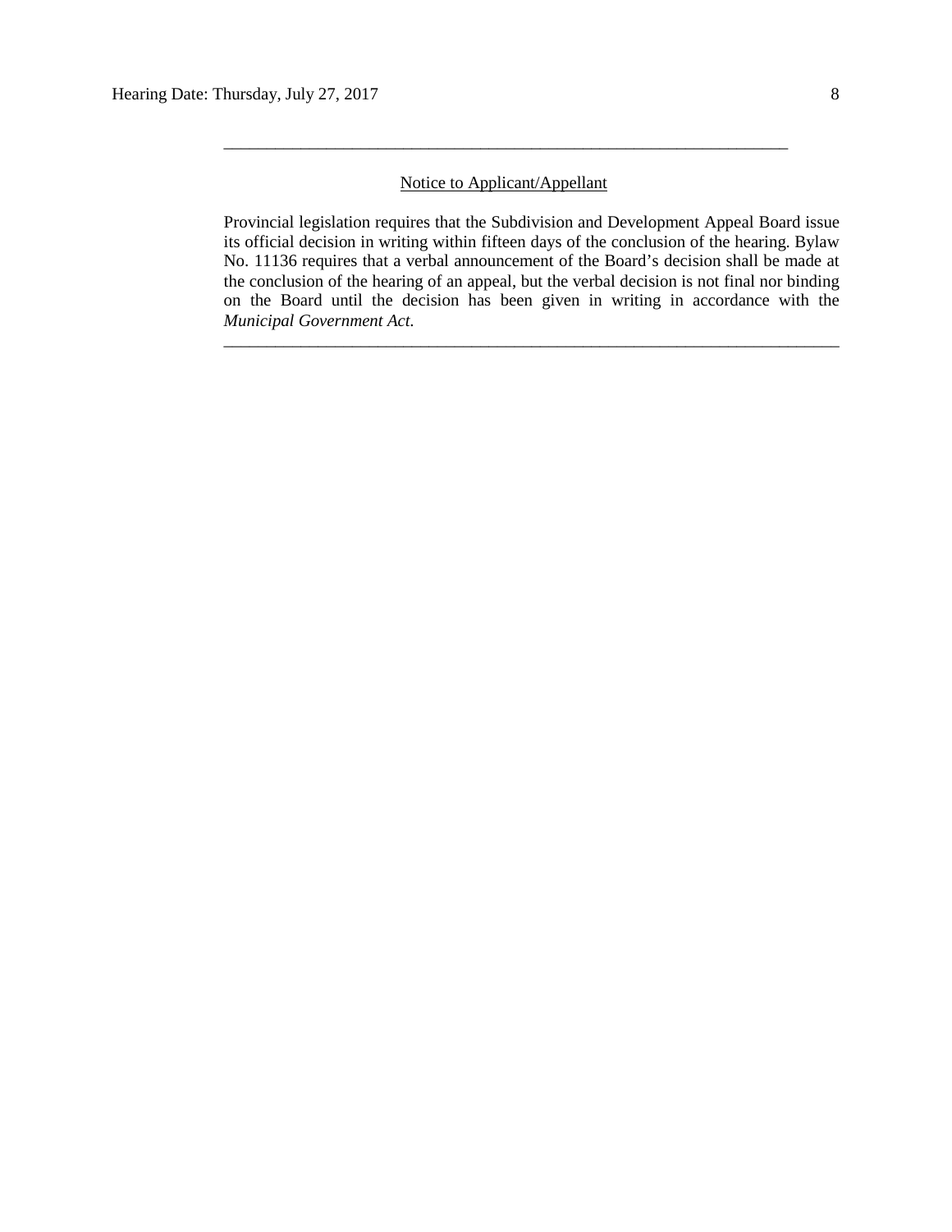---

Notice to Applicant/Appellant

Provincial legislation requires that the Subdivision and Development Appeal Board issue its official decision in writing within fifteen days of the conclusion of the hearing. Bylaw No. 11136 requires that a verbal announcement of the Board's decision shall be made at the conclusion of the hearing of an appeal, but the verbal decision is not final nor binding on the Board until the decision has been given in writing in accordance with the *Municipal Government Act*.

---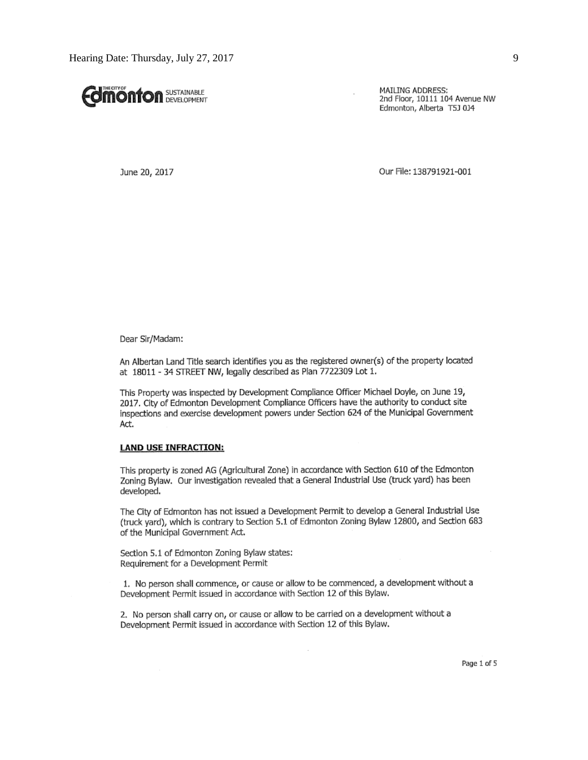THE CITY OF **Edmonton** SUSTAINABLE DEVELOPMENT

MAILING ADDRESS:
2nd Floor, 10111 104 Avenue NW
Edmonton, Alberta T5J 0J4

June 20, 2017

Our File: 138791921-001

Dear Sir/Madam:

An Albertan Land Title search identifies you as the registered owner(s) of the property located at 18011 - 34 STREET NW, legally described as Plan 7722309 Lot 1.

This Property was inspected by Development Compliance Officer Michael Doyle, on June 19, 2017. City of Edmonton Development Compliance Officers have the authority to conduct site inspections and exercise development powers under Section 624 of the Municipal Government Act.

**LAND USE INFRACTION:**

This property is zoned AG (Agricultural Zone) in accordance with Section 610 of the Edmonton Zoning Bylaw. Our investigation revealed that a General Industrial Use (truck yard) has been developed.

The City of Edmonton has not issued a Development Permit to develop a General Industrial Use (truck yard), which is contrary to Section 5.1 of Edmonton Zoning Bylaw 12800, and Section 683 of the Municipal Government Act.

Section 5.1 of Edmonton Zoning Bylaw states:
Requirement for a Development Permit

1. No person shall commence, or cause or allow to be commenced, a development without a Development Permit issued in accordance with Section 12 of this Bylaw.

2. No person shall carry on, or cause or allow to be carried on a development without a Development Permit issued in accordance with Section 12 of this Bylaw.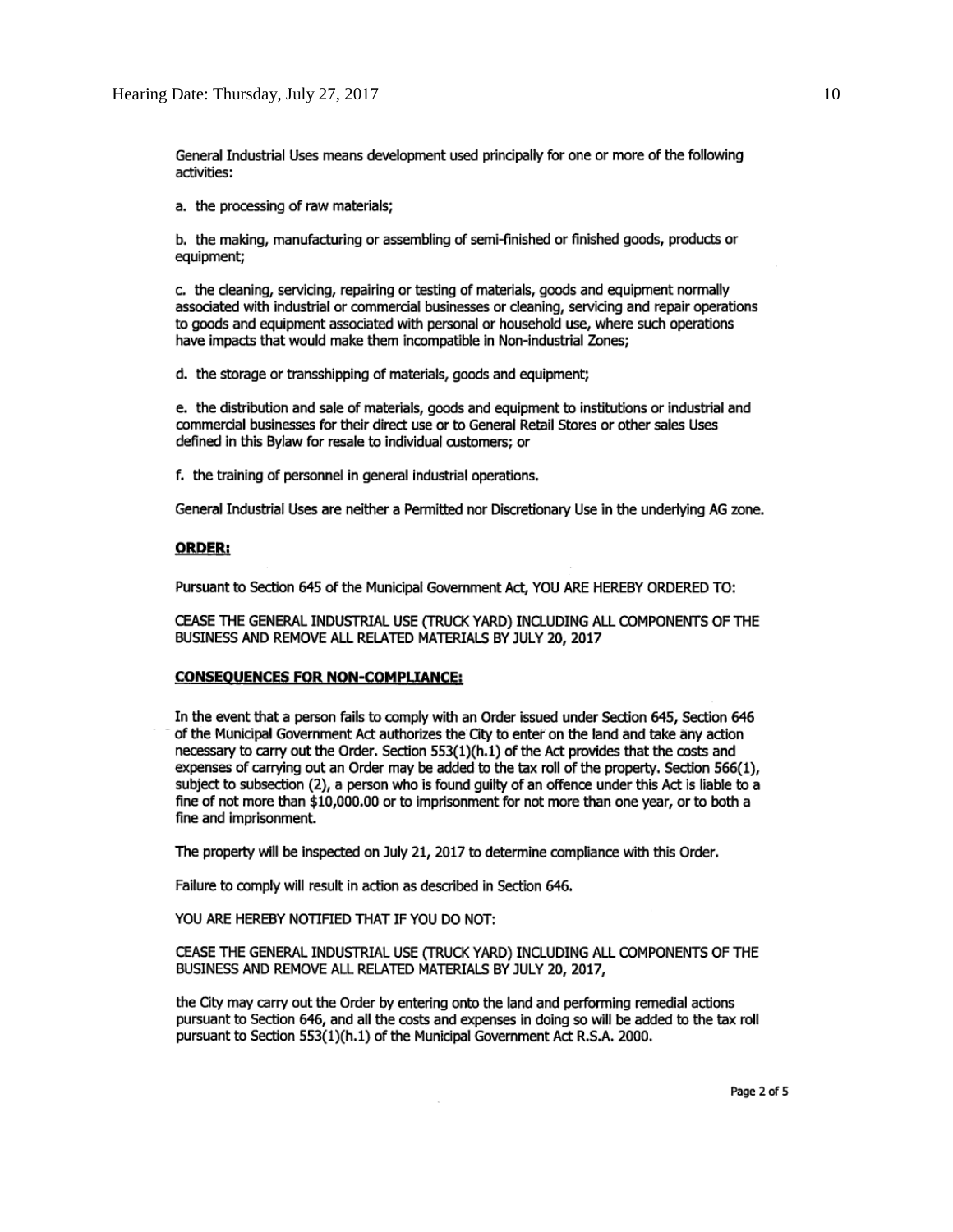General Industrial Uses means development used principally for one or more of the following activities:

a. the processing of raw materials;

b. the making, manufacturing or assembling of semi-finished or finished goods, products or equipment;

c. the cleaning, servicing, repairing or testing of materials, goods and equipment normally associated with industrial or commercial businesses or cleaning, servicing and repair operations to goods and equipment associated with personal or household use, where such operations have impacts that would make them incompatible in Non-industrial Zones;

d. the storage or transshipping of materials, goods and equipment;

e. the distribution and sale of materials, goods and equipment to institutions or industrial and commercial businesses for their direct use or to General Retail Stores or other sales Uses defined in this Bylaw for resale to individual customers; or

f. the training of personnel in general industrial operations.

General Industrial Uses are neither a Permitted nor Discretionary Use in the underlying AG zone.

**ORDER:**

Pursuant to Section 645 of the Municipal Government Act, YOU ARE HEREBY ORDERED TO:

CEASE THE GENERAL INDUSTRIAL USE (TRUCK YARD) INCLUDING ALL COMPONENTS OF THE BUSINESS AND REMOVE ALL RELATED MATERIALS BY JULY 20, 2017

**CONSEQUENCES FOR NON-COMPLIANCE:**

In the event that a person fails to comply with an Order issued under Section 645, Section 646 of the Municipal Government Act authorizes the City to enter on the land and take any action necessary to carry out the Order. Section 553(1)(h.1) of the Act provides that the costs and expenses of carrying out an Order may be added to the tax roll of the property. Section 566(1), subject to subsection (2), a person who is found guilty of an offence under this Act is liable to a fine of not more than $10,000.00 or to imprisonment for not more than one year, or to both a fine and imprisonment.

The property will be inspected on July 21, 2017 to determine compliance with this Order.

Failure to comply will result in action as described in Section 646.

YOU ARE HEREBY NOTIFIED THAT IF YOU DO NOT:

CEASE THE GENERAL INDUSTRIAL USE (TRUCK YARD) INCLUDING ALL COMPONENTS OF THE BUSINESS AND REMOVE ALL RELATED MATERIALS BY JULY 20, 2017,

the City may carry out the Order by entering onto the land and performing remedial actions pursuant to Section 646, and all the costs and expenses in doing so will be added to the tax roll pursuant to Section 553(1)(h.1) of the Municipal Government Act R.S.A. 2000.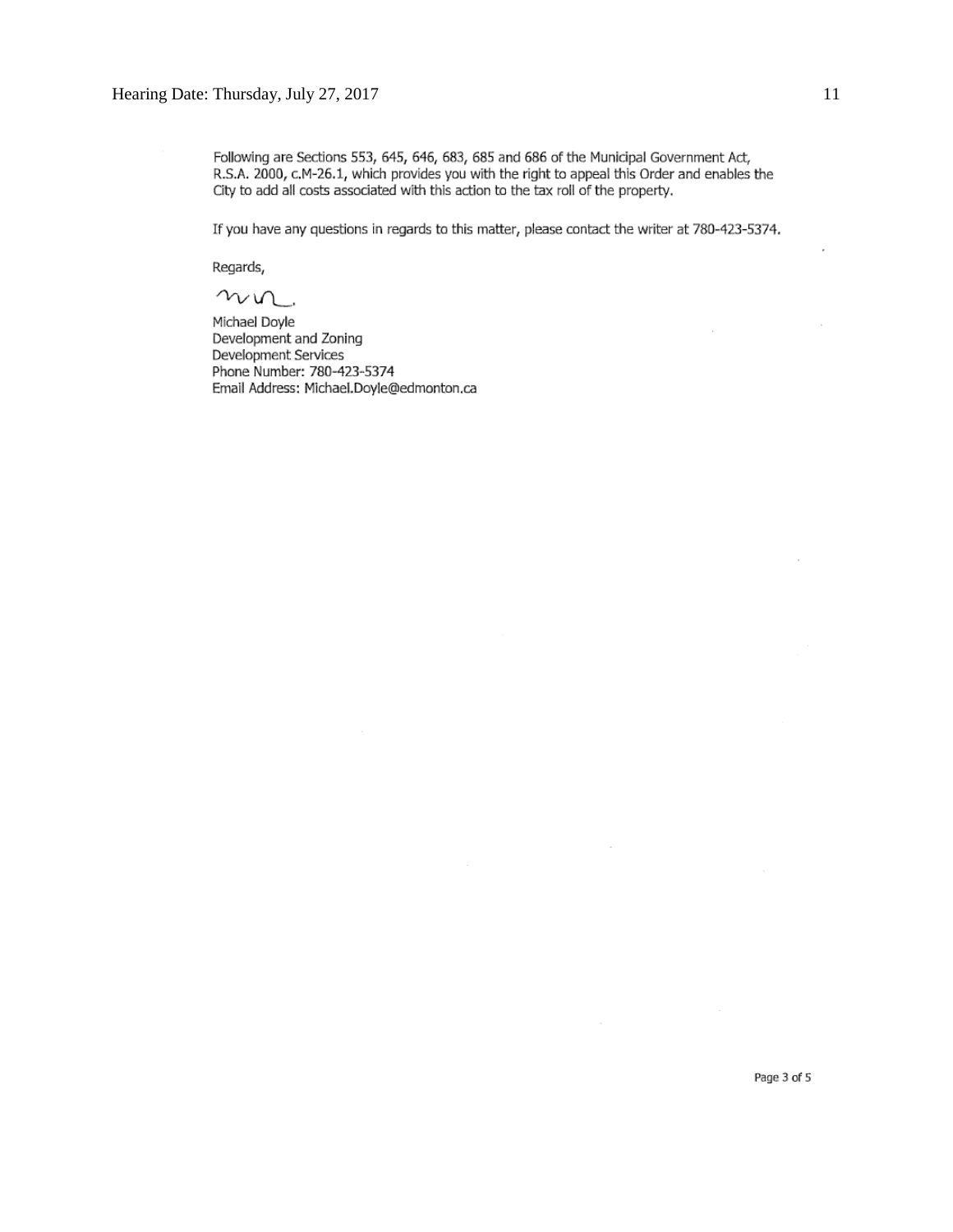Following are Sections 553, 645, 646, 683, 685 and 686 of the Municipal Government Act, R.S.A. 2000, c.M-26.1, which provides you with the right to appeal this Order and enables the City to add all costs associated with this action to the tax roll of the property.

If you have any questions in regards to this matter, please contact the writer at 780-423-5374.

Regards,

Michael Doyle
Development and Zoning
Development Services
Phone Number: 780-423-5374
Email Address: Michael.Doyle@edmonton.ca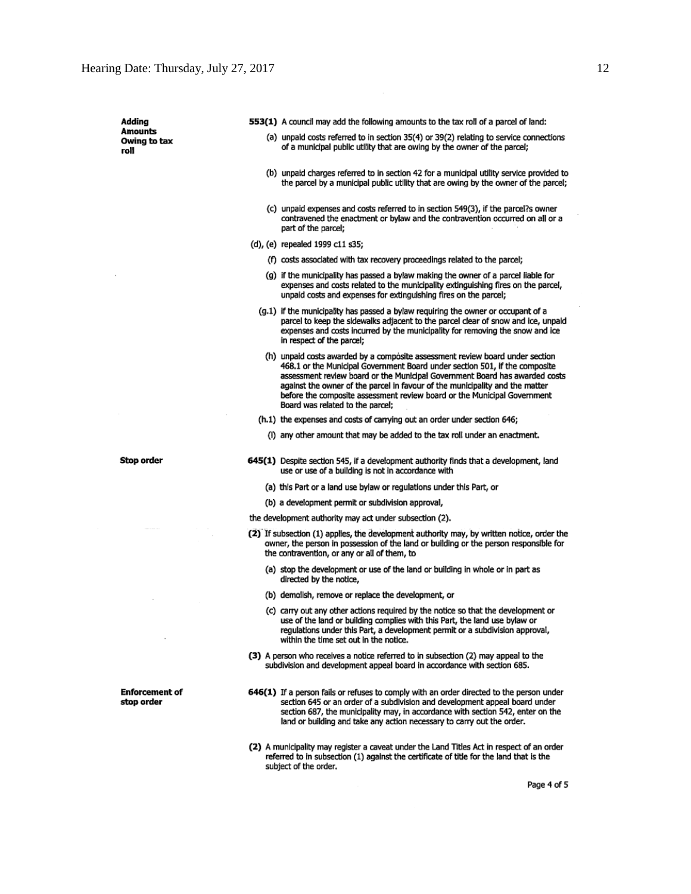**Adding Amounts Owing to tax roll**

**553(1)** A council may add the following amounts to the tax roll of a parcel of land:

(a) unpaid costs referred to in section 35(4) or 39(2) relating to service connections of a municipal public utility that are owing by the owner of the parcel;

(b) unpaid charges referred to in section 42 for a municipal utility service provided to the parcel by a municipal public utility that are owing by the owner of the parcel;

(c) unpaid expenses and costs referred to in section 549(3), if the parcel?s owner contravened the enactment or bylaw and the contravention occurred on all or a part of the parcel;

(d), (e) repealed 1999 c11 s35;

(f) costs associated with tax recovery proceedings related to the parcel;

(g) if the municipality has passed a bylaw making the owner of a parcel liable for expenses and costs related to the municipality extinguishing fires on the parcel, unpaid costs and expenses for extinguishing fires on the parcel;

(g.1) if the municipality has passed a bylaw requiring the owner or occupant of a parcel to keep the sidewalks adjacent to the parcel clear of snow and ice, unpaid expenses and costs incurred by the municipality for removing the snow and ice in respect of the parcel;

(h) unpaid costs awarded by a composite assessment review board under section 468.1 or the Municipal Government Board under section 501, if the composite assessment review board or the Municipal Government Board has awarded costs against the owner of the parcel in favour of the municipality and the matter before the composite assessment review board or the Municipal Government Board was related to the parcel;

(h.1) the expenses and costs of carrying out an order under section 646;

(i) any other amount that may be added to the tax roll under an enactment.

**Stop order**

**645(1)** Despite section 545, if a development authority finds that a development, land use or use of a building is not in accordance with

(a) this Part or a land use bylaw or regulations under this Part, or

(b) a development permit or subdivision approval,

the development authority may act under subsection (2).

**(2)** If subsection (1) applies, the development authority may, by written notice, order the owner, the person in possession of the land or building or the person responsible for the contravention, or any or all of them, to

(a) stop the development or use of the land or building in whole or in part as directed by the notice,

(b) demolish, remove or replace the development, or

(c) carry out any other actions required by the notice so that the development or use of the land or building complies with this Part, the land use bylaw or regulations under this Part, a development permit or a subdivision approval, within the time set out in the notice.

**(3)** A person who receives a notice referred to in subsection (2) may appeal to the subdivision and development appeal board in accordance with section 685.

**Enforcement of stop order**

**646(1)** If a person fails or refuses to comply with an order directed to the person under section 645 or an order of a subdivision and development appeal board under section 687, the municipality may, in accordance with section 542, enter on the land or building and take any action necessary to carry out the order.

**(2)** A municipality may register a caveat under the Land Titles Act in respect of an order referred to in subsection (1) against the certificate of title for the land that is the subject of the order.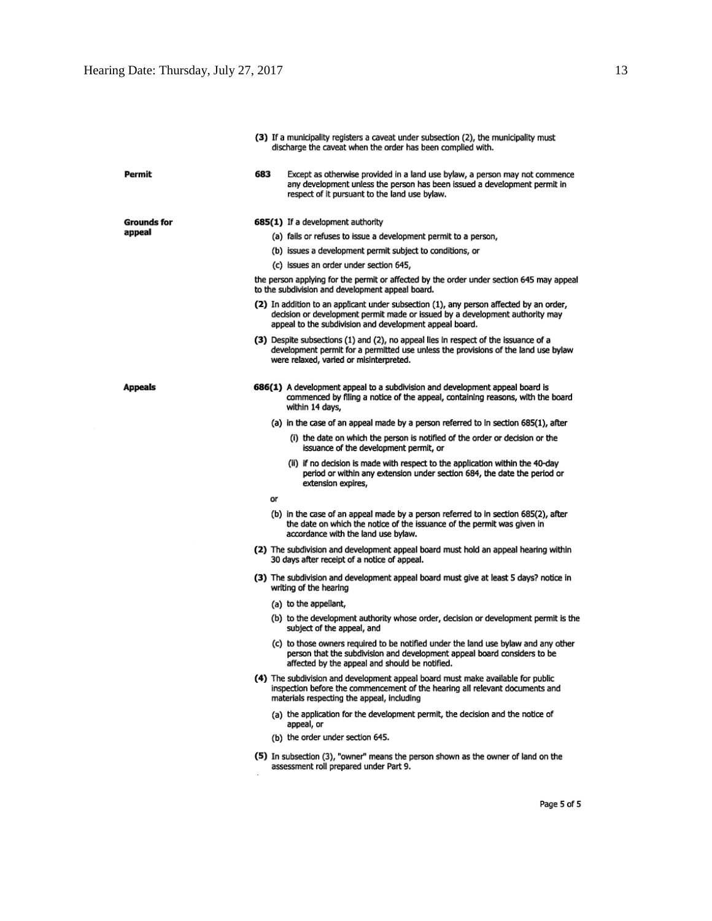(3) If a municipality registers a caveat under subsection (2), the municipality must discharge the caveat when the order has been complied with.

**Permit**

**683** Except as otherwise provided in a land use bylaw, a person may not commence any development unless the person has been issued a development permit in respect of it pursuant to the land use bylaw.

**Grounds for appeal**

**685(1)** If a development authority

(a) fails or refuses to issue a development permit to a person,

(b) issues a development permit subject to conditions, or

(c) issues an order under section 645,

the person applying for the permit or affected by the order under section 645 may appeal to the subdivision and development appeal board.

**(2)** In addition to an applicant under subsection (1), any person affected by an order, decision or development permit made or issued by a development authority may appeal to the subdivision and development appeal board.

**(3)** Despite subsections (1) and (2), no appeal lies in respect of the issuance of a development permit for a permitted use unless the provisions of the land use bylaw were relaxed, varied or misinterpreted.

**Appeals**

**686(1)** A development appeal to a subdivision and development appeal board is commenced by filing a notice of the appeal, containing reasons, with the board within 14 days,

(a) in the case of an appeal made by a person referred to in section 685(1), after

(i) the date on which the person is notified of the order or decision or the issuance of the development permit, or

(ii) if no decision is made with respect to the application within the 40-day period or within any extension under section 684, the date the period or extension expires,

or

(b) in the case of an appeal made by a person referred to in section 685(2), after the date on which the notice of the issuance of the permit was given in accordance with the land use bylaw.

**(2)** The subdivision and development appeal board must hold an appeal hearing within 30 days after receipt of a notice of appeal.

**(3)** The subdivision and development appeal board must give at least 5 days? notice in writing of the hearing

(a) to the appellant,

(b) to the development authority whose order, decision or development permit is the subject of the appeal, and

(c) to those owners required to be notified under the land use bylaw and any other person that the subdivision and development appeal board considers to be affected by the appeal and should be notified.

**(4)** The subdivision and development appeal board must make available for public inspection before the commencement of the hearing all relevant documents and materials respecting the appeal, including

(a) the application for the development permit, the decision and the notice of appeal, or

(b) the order under section 645.

**(5)** In subsection (3), "owner" means the person shown as the owner of land on the assessment roll prepared under Part 9.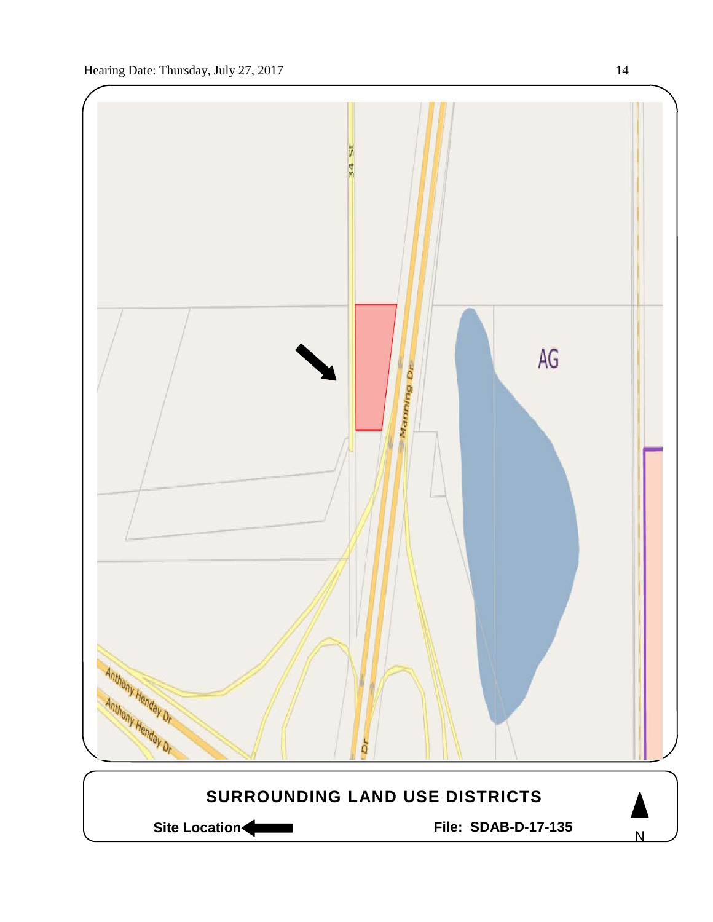34 St

Manning Dr

AG

Anthony Henday Dr

Anthony Henday Dr

Dr

**SURROUNDING LAND USE DISTRICTS**

**Site Location**

**File: SDAB-D-17-135**

N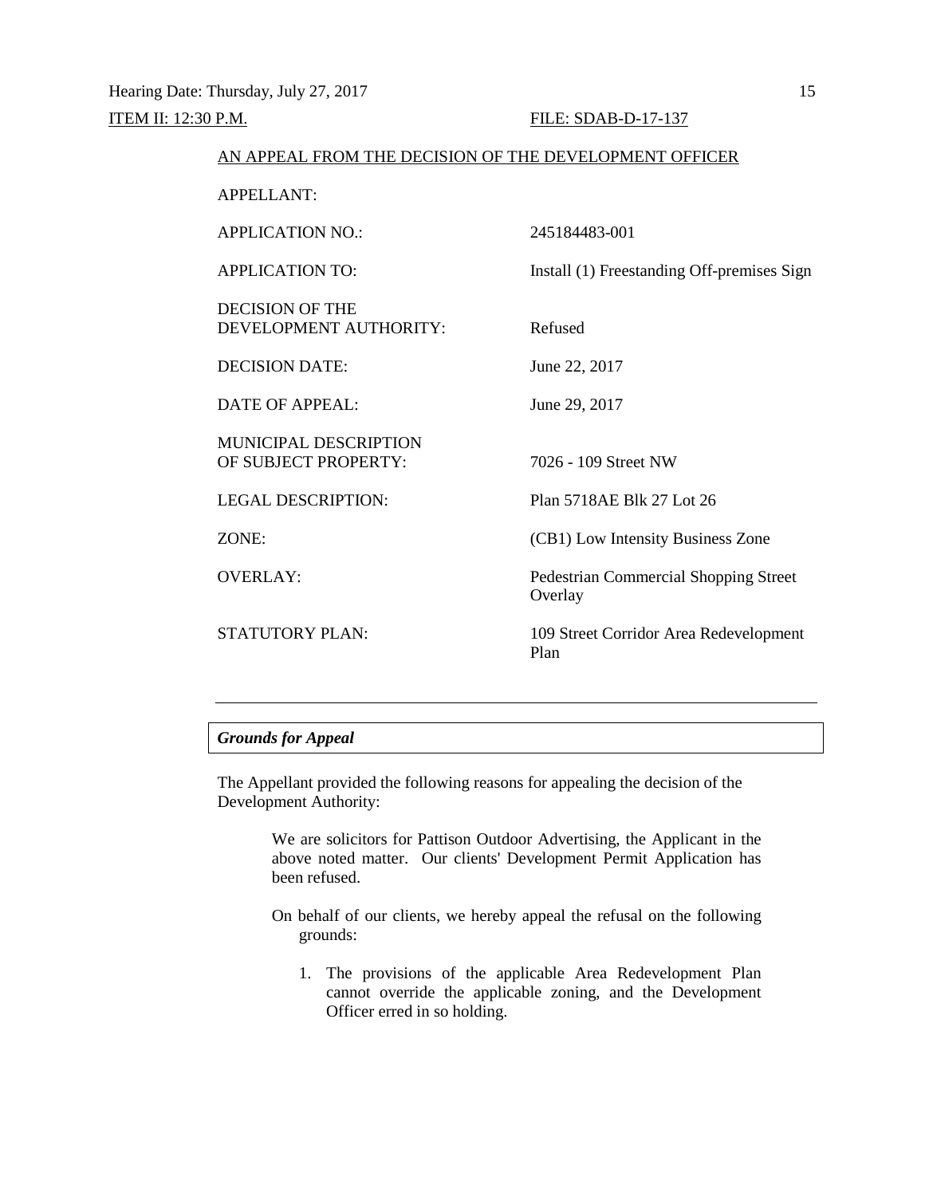Hearing Date: Thursday, July 27, 2017

ITEM II: 12:30 P.M. FILE: SDAB-D-17-137

AN APPEAL FROM THE DECISION OF THE DEVELOPMENT OFFICER

| | |
|---|---|
| APPELLANT: | |
| APPLICATION NO.: | 245184483-001 |
| APPLICATION TO: | Install (1) Freestanding Off-premises Sign |
| DECISION OF THE DEVELOPMENT AUTHORITY: | Refused |
| DECISION DATE: | June 22, 2017 |
| DATE OF APPEAL: | June 29, 2017 |
| MUNICIPAL DESCRIPTION OF SUBJECT PROPERTY: | 7026 - 109 Street NW |
| LEGAL DESCRIPTION: | Plan 5718AE Blk 27 Lot 26 |
| ZONE: | (CB1) Low Intensity Business Zone |
| OVERLAY: | Pedestrian Commercial Shopping Street Overlay |
| STATUTORY PLAN: | 109 Street Corridor Area Redevelopment Plan |

---

***Grounds for Appeal***

The Appellant provided the following reasons for appealing the decision of the Development Authority:

> We are solicitors for Pattison Outdoor Advertising, the Applicant in the above noted matter. Our clients' Development Permit Application has been refused.
>
> On behalf of our clients, we hereby appeal the refusal on the following grounds:
>
> 1. The provisions of the applicable Area Redevelopment Plan cannot override the applicable zoning, and the Development Officer erred in so holding.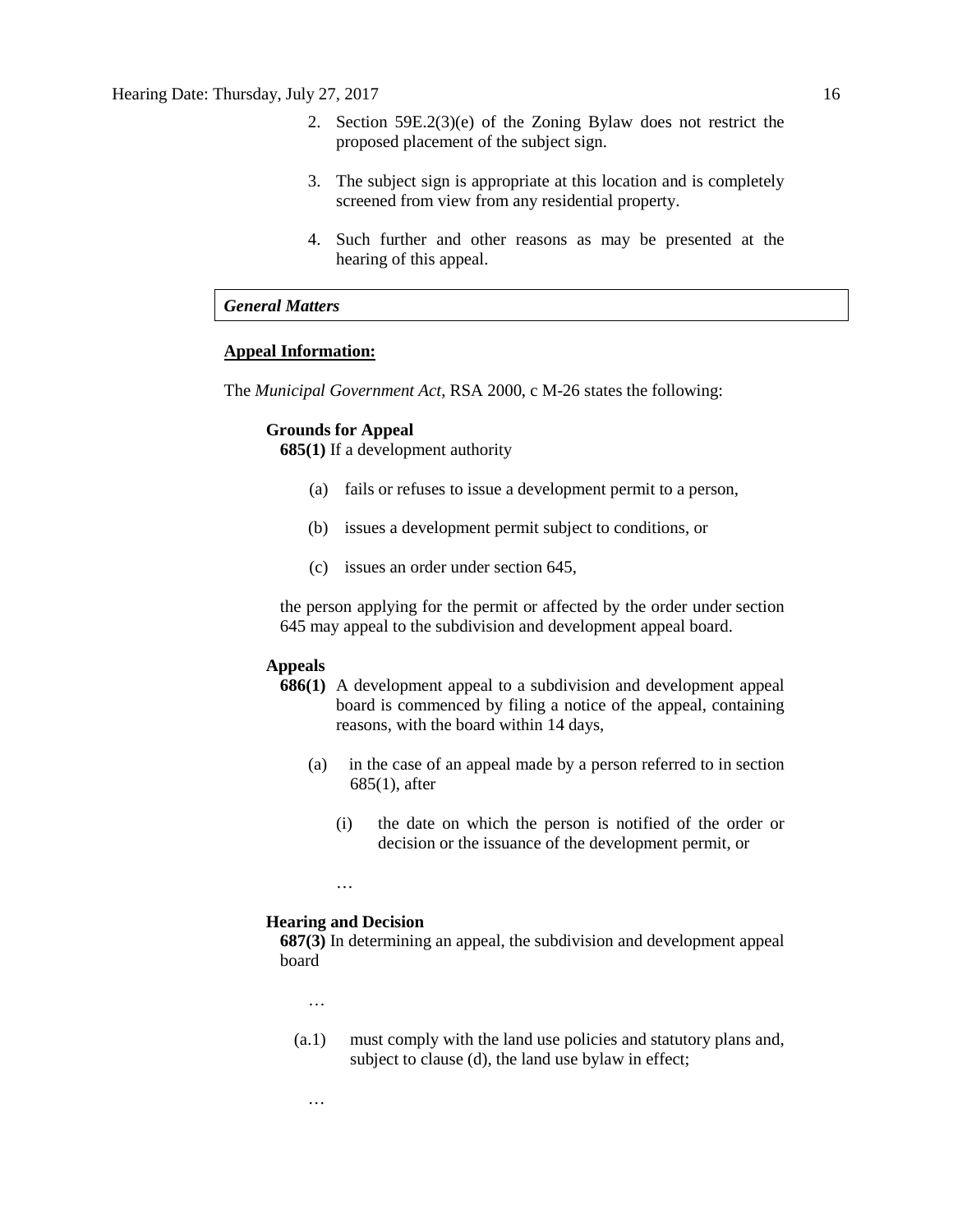2. Section 59E.2(3)(e) of the Zoning Bylaw does not restrict the proposed placement of the subject sign.

3. The subject sign is appropriate at this location and is completely screened from view from any residential property.

4. Such further and other reasons as may be presented at the hearing of this appeal.

## *General Matters*

**Appeal Information:**

The *Municipal Government Act*, RSA 2000, c M-26 states the following:

**Grounds for Appeal**
**685(1)** If a development authority

(a) fails or refuses to issue a development permit to a person,

(b) issues a development permit subject to conditions, or

(c) issues an order under section 645,

the person applying for the permit or affected by the order under section 645 may appeal to the subdivision and development appeal board.

**Appeals**
**686(1)** A development appeal to a subdivision and development appeal board is commenced by filing a notice of the appeal, containing reasons, with the board within 14 days,

(a) in the case of an appeal made by a person referred to in section 685(1), after

(i) the date on which the person is notified of the order or decision or the issuance of the development permit, or

…

**Hearing and Decision**
**687(3)** In determining an appeal, the subdivision and development appeal board

…

(a.1) must comply with the land use policies and statutory plans and, subject to clause (d), the land use bylaw in effect;

…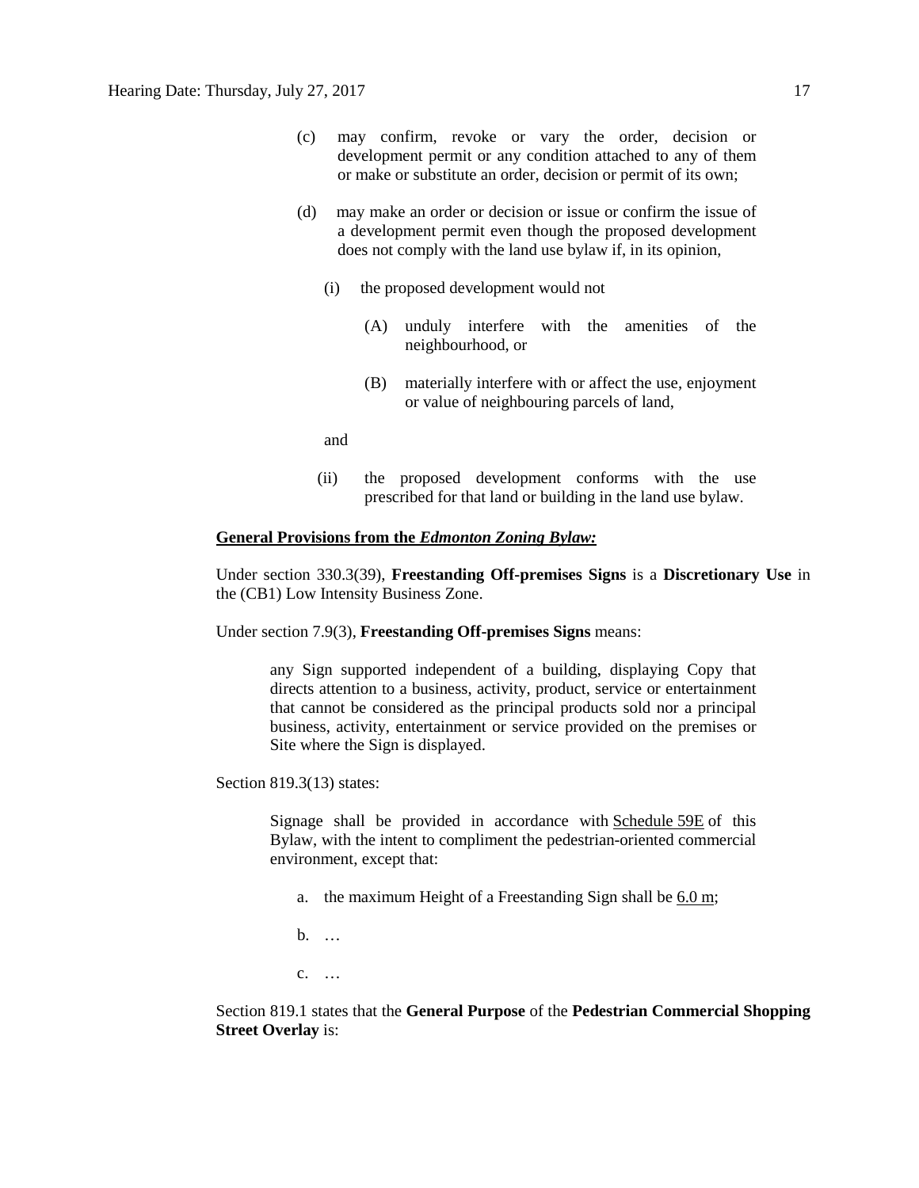(c) may confirm, revoke or vary the order, decision or development permit or any condition attached to any of them or make or substitute an order, decision or permit of its own;

(d) may make an order or decision or issue or confirm the issue of a development permit even though the proposed development does not comply with the land use bylaw if, in its opinion,

   (i) the proposed development would not

      (A) unduly interfere with the amenities of the neighbourhood, or

      (B) materially interfere with or affect the use, enjoyment or value of neighbouring parcels of land,

   and

   (ii) the proposed development conforms with the use prescribed for that land or building in the land use bylaw.

**General Provisions from the *Edmonton Zoning Bylaw:***

Under section 330.3(39), **Freestanding Off-premises Signs** is a **Discretionary Use** in the (CB1) Low Intensity Business Zone.

Under section 7.9(3), **Freestanding Off-premises Signs** means:

> any Sign supported independent of a building, displaying Copy that directs attention to a business, activity, product, service or entertainment that cannot be considered as the principal products sold nor a principal business, activity, entertainment or service provided on the premises or Site where the Sign is displayed.

Section 819.3(13) states:

> Signage shall be provided in accordance with Schedule 59E of this Bylaw, with the intent to compliment the pedestrian-oriented commercial environment, except that:
>
> a. the maximum Height of a Freestanding Sign shall be 6.0 m;
>
> b. …
>
> c. …

Section 819.1 states that the **General Purpose** of the **Pedestrian Commercial Shopping Street Overlay** is: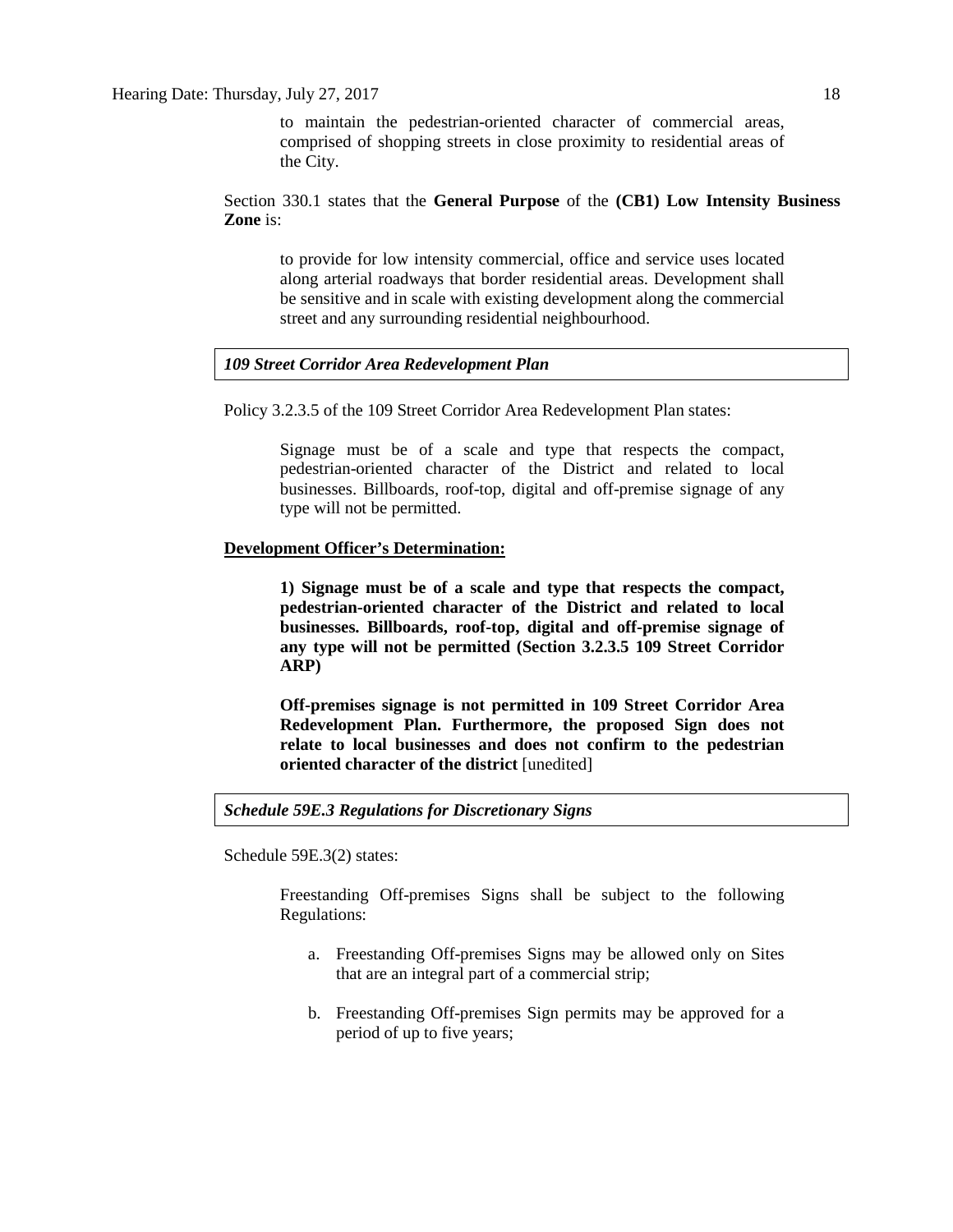> to maintain the pedestrian-oriented character of commercial areas, comprised of shopping streets in close proximity to residential areas of the City.

Section 330.1 states that the **General Purpose** of the **(CB1) Low Intensity Business Zone** is:

> to provide for low intensity commercial, office and service uses located along arterial roadways that border residential areas. Development shall be sensitive and in scale with existing development along the commercial street and any surrounding residential neighbourhood.

***109 Street Corridor Area Redevelopment Plan***

Policy 3.2.3.5 of the 109 Street Corridor Area Redevelopment Plan states:

> Signage must be of a scale and type that respects the compact, pedestrian-oriented character of the District and related to local businesses. Billboards, roof-top, digital and off-premise signage of any type will not be permitted.

**Development Officer's Determination:**

> **1) Signage must be of a scale and type that respects the compact, pedestrian-oriented character of the District and related to local businesses. Billboards, roof-top, digital and off-premise signage of any type will not be permitted (Section 3.2.3.5 109 Street Corridor ARP)**
>
> **Off-premises signage is not permitted in 109 Street Corridor Area Redevelopment Plan. Furthermore, the proposed Sign does not relate to local businesses and does not confirm to the pedestrian oriented character of the district** [unedited]

***Schedule 59E.3 Regulations for Discretionary Signs***

Schedule 59E.3(2) states:

> Freestanding Off-premises Signs shall be subject to the following Regulations:
>
> a. Freestanding Off-premises Signs may be allowed only on Sites that are an integral part of a commercial strip;
>
> b. Freestanding Off-premises Sign permits may be approved for a period of up to five years;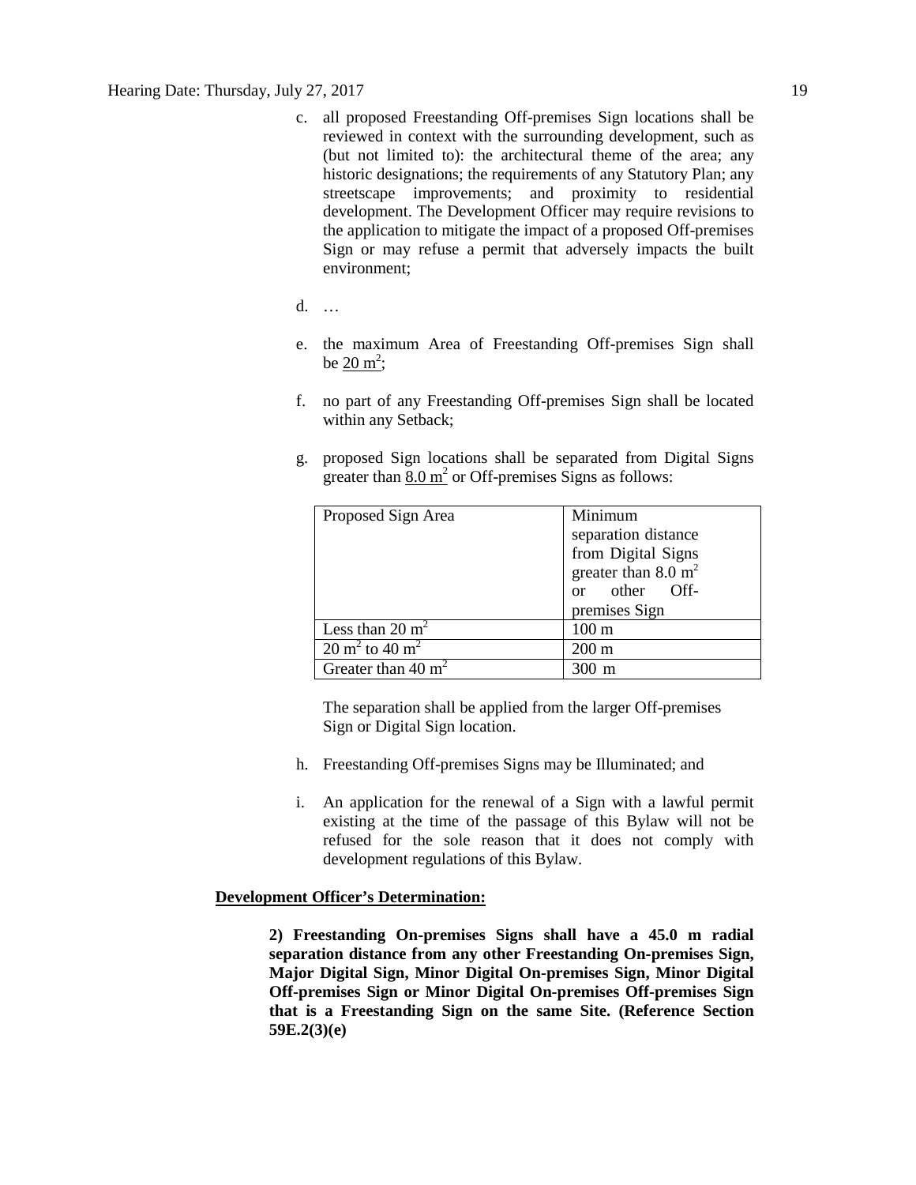c. all proposed Freestanding Off-premises Sign locations shall be reviewed in context with the surrounding development, such as (but not limited to): the architectural theme of the area; any historic designations; the requirements of any Statutory Plan; any streetscape improvements; and proximity to residential development. The Development Officer may require revisions to the application to mitigate the impact of a proposed Off-premises Sign or may refuse a permit that adversely impacts the built environment;

d. …

e. the maximum Area of Freestanding Off-premises Sign shall be $20\ m^2$;

f. no part of any Freestanding Off-premises Sign shall be located within any Setback;

g. proposed Sign locations shall be separated from Digital Signs greater than $8.0\ m^2$ or Off-premises Signs as follows:

| Proposed Sign Area | Minimum separation distance from Digital Signs greater than $8.0\ m^2$ or other Off-premises Sign |
|---|---|
| Less than $20\ m^2$ | 100 m |
| $20\ m^2$ to $40\ m^2$ | 200 m |
| Greater than $40\ m^2$ | 300 m |

The separation shall be applied from the larger Off-premises Sign or Digital Sign location.

h. Freestanding Off-premises Signs may be Illuminated; and

i. An application for the renewal of a Sign with a lawful permit existing at the time of the passage of this Bylaw will not be refused for the sole reason that it does not comply with development regulations of this Bylaw.

**Development Officer's Determination:**

**2) Freestanding On-premises Signs shall have a 45.0 m radial separation distance from any other Freestanding On-premises Sign, Major Digital Sign, Minor Digital On-premises Sign, Minor Digital Off-premises Sign or Minor Digital On-premises Off-premises Sign that is a Freestanding Sign on the same Site. (Reference Section 59E.2(3)(e)**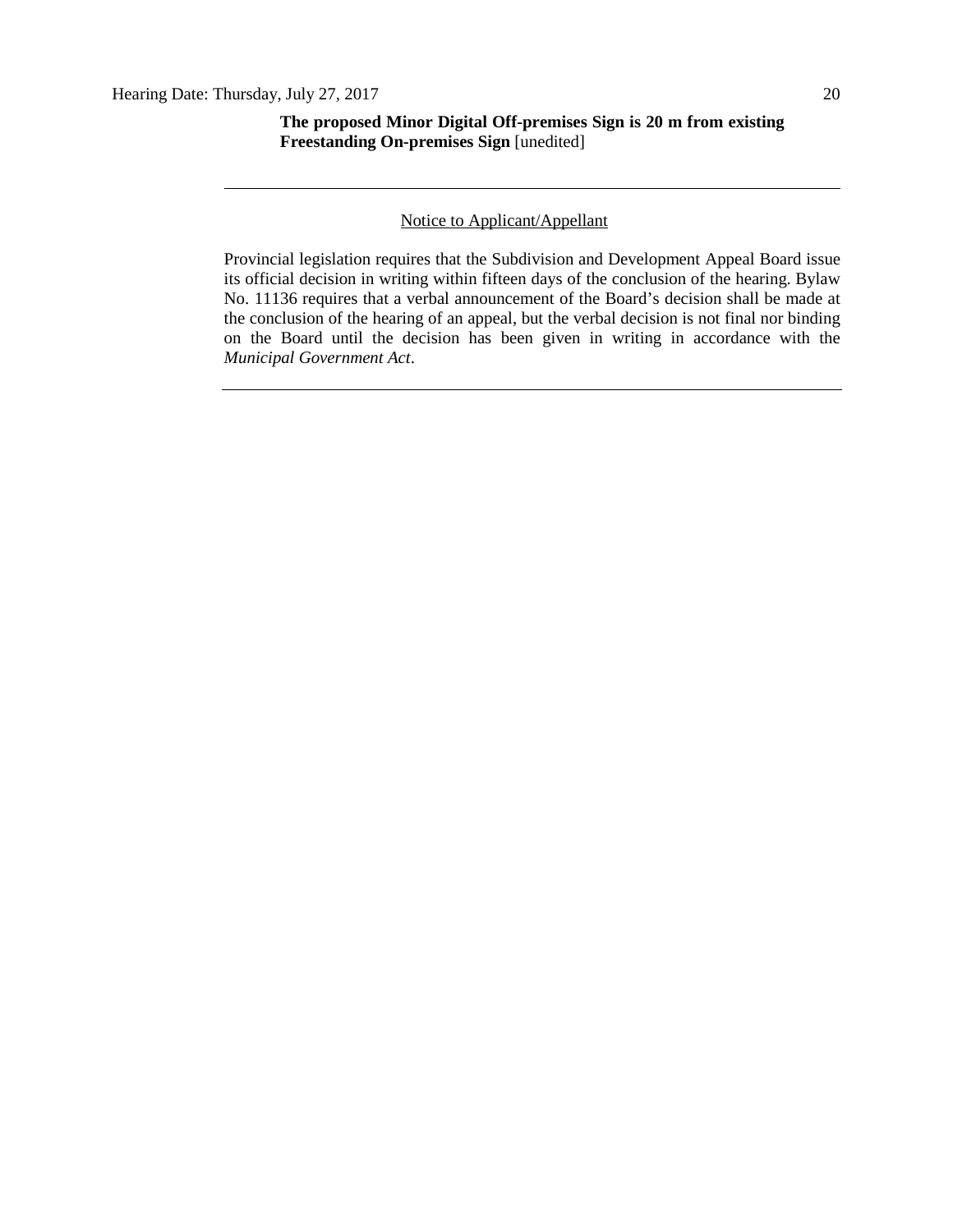**The proposed Minor Digital Off-premises Sign is 20 m from existing Freestanding On-premises Sign** [unedited]

---

Notice to Applicant/Appellant

Provincial legislation requires that the Subdivision and Development Appeal Board issue its official decision in writing within fifteen days of the conclusion of the hearing. Bylaw No. 11136 requires that a verbal announcement of the Board's decision shall be made at the conclusion of the hearing of an appeal, but the verbal decision is not final nor binding on the Board until the decision has been given in writing in accordance with the *Municipal Government Act*.

---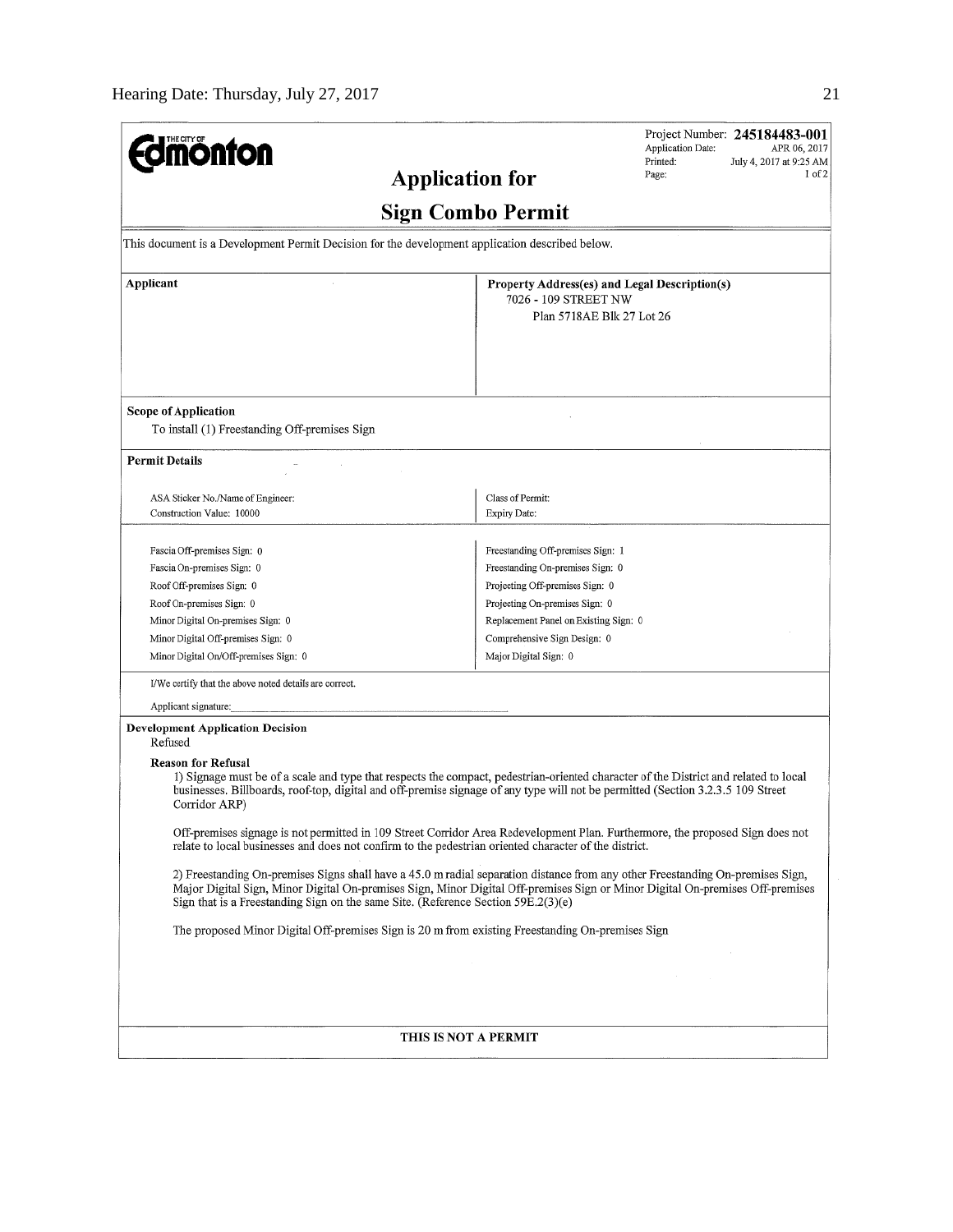**Edmonton**

Project Number: **245184483-001**
Application Date: APR 06, 2017
Printed: July 4, 2017 at 9:25 AM
Page: 1 of 2

# Application for Sign Combo Permit

This document is a Development Permit Decision for the development application described below.

| Applicant | Property Address(es) and Legal Description(s) |
|---|---|
| | 7026 - 109 STREET NW<br>Plan 5718AE Blk 27 Lot 26 |

**Scope of Application**

To install (1) Freestanding Off-premises Sign

**Permit Details**

| | |
|---|---|
| ASA Sticker No./Name of Engineer: | Class of Permit: |
| Construction Value: 10000 | Expiry Date: |
| | |
| Fascia Off-premises Sign: 0 | Freestanding Off-premises Sign: 1 |
| Fascia On-premises Sign: 0 | Freestanding On-premises Sign: 0 |
| Roof Off-premises Sign: 0 | Projecting Off-premises Sign: 0 |
| Roof On-premises Sign: 0 | Projecting On-premises Sign: 0 |
| Minor Digital On-premises Sign: 0 | Replacement Panel on Existing Sign: 0 |
| Minor Digital Off-premises Sign: 0 | Comprehensive Sign Design: 0 |
| Minor Digital On/Off-premises Sign: 0 | Major Digital Sign: 0 |

I/We certify that the above noted details are correct.

Applicant signature: ______________________

**Development Application Decision**

Refused

**Reason for Refusal**

1) Signage must be of a scale and type that respects the compact, pedestrian-oriented character of the District and related to local businesses. Billboards, roof-top, digital and off-premise signage of any type will not be permitted (Section 3.2.3.5 109 Street Corridor ARP)

Off-premises signage is not permitted in 109 Street Corridor Area Redevelopment Plan. Furthermore, the proposed Sign does not relate to local businesses and does not confirm to the pedestrian oriented character of the district.

2) Freestanding On-premises Signs shall have a 45.0 m radial separation distance from any other Freestanding On-premises Sign, Major Digital Sign, Minor Digital On-premises Sign, Minor Digital Off-premises Sign or Minor Digital On-premises Off-premises Sign that is a Freestanding Sign on the same Site. (Reference Section 59E.2(3)(e)

The proposed Minor Digital Off-premises Sign is 20 m from existing Freestanding On-premises Sign

THIS IS NOT A PERMIT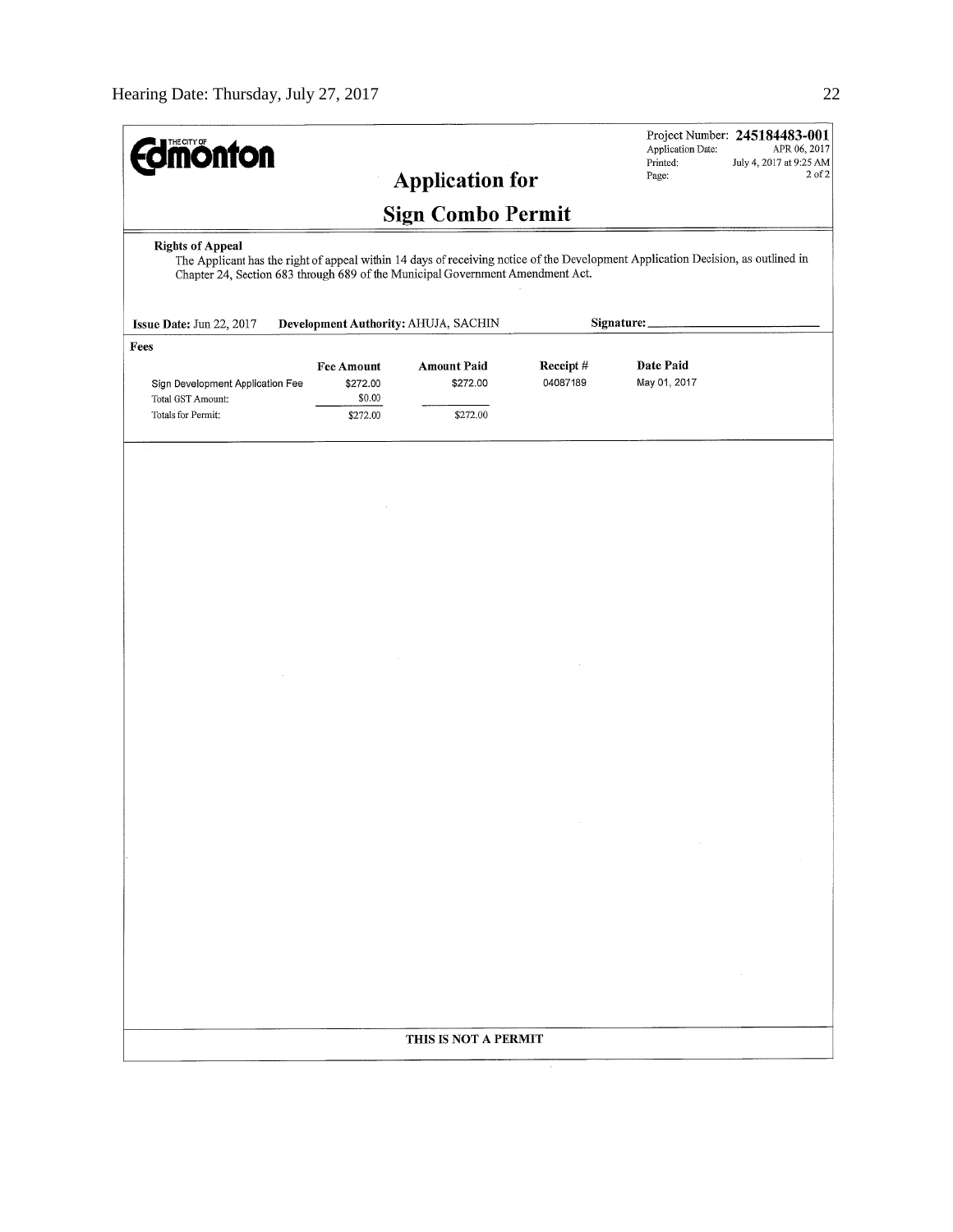**THE CITY OF Edmonton**

Project Number: **245184483-001**
Application Date: APR 06, 2017
Printed: July 4, 2017 at 9:25 AM
Page: 2 of 2

# Application for

# Sign Combo Permit

**Rights of Appeal**

The Applicant has the right of appeal within 14 days of receiving notice of the Development Application Decision, as outlined in Chapter 24, Section 683 through 689 of the Municipal Government Amendment Act.

**Issue Date:** Jun 22, 2017 **Development Authority:** AHUJA, SACHIN **Signature:** ______________________

**Fees**

| | Fee Amount | Amount Paid | Receipt # | Date Paid |
|---|---|---|---|---|
| Sign Development Application Fee | $272.00 | $272.00 | 04087189 | May 01, 2017 |
| Total GST Amount: | $0.00 | | | |
| Totals for Permit: | $272.00 | $272.00 | | |

**THIS IS NOT A PERMIT**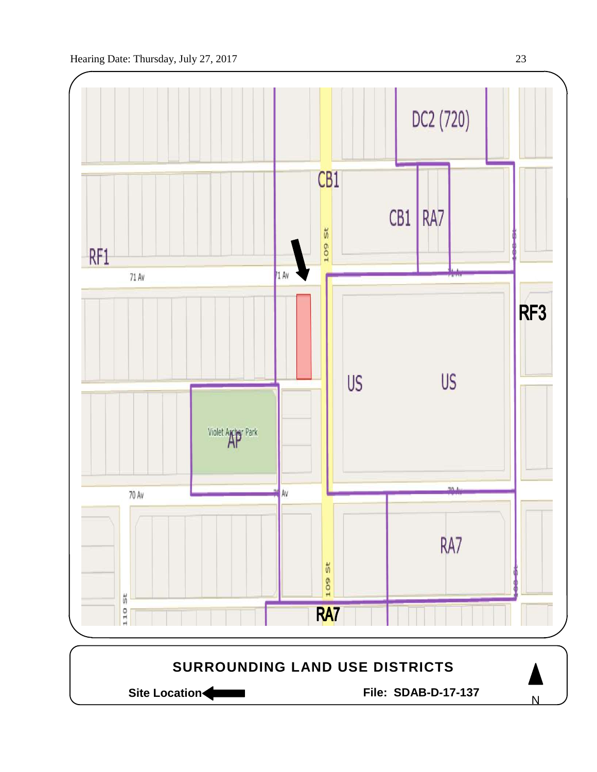DC2 (720)

CB1

CB1

RA7

RF1

71 Av

71 Av

109 St

71 Av

RF3

US

US

Violet Archer Park

AP

70 Av

70 Av

70 Av

RA7

109 St

110 St

108 St

108 St

RA7

**SURROUNDING LAND USE DISTRICTS**

**Site Location**

**File: SDAB-D-17-137**

N